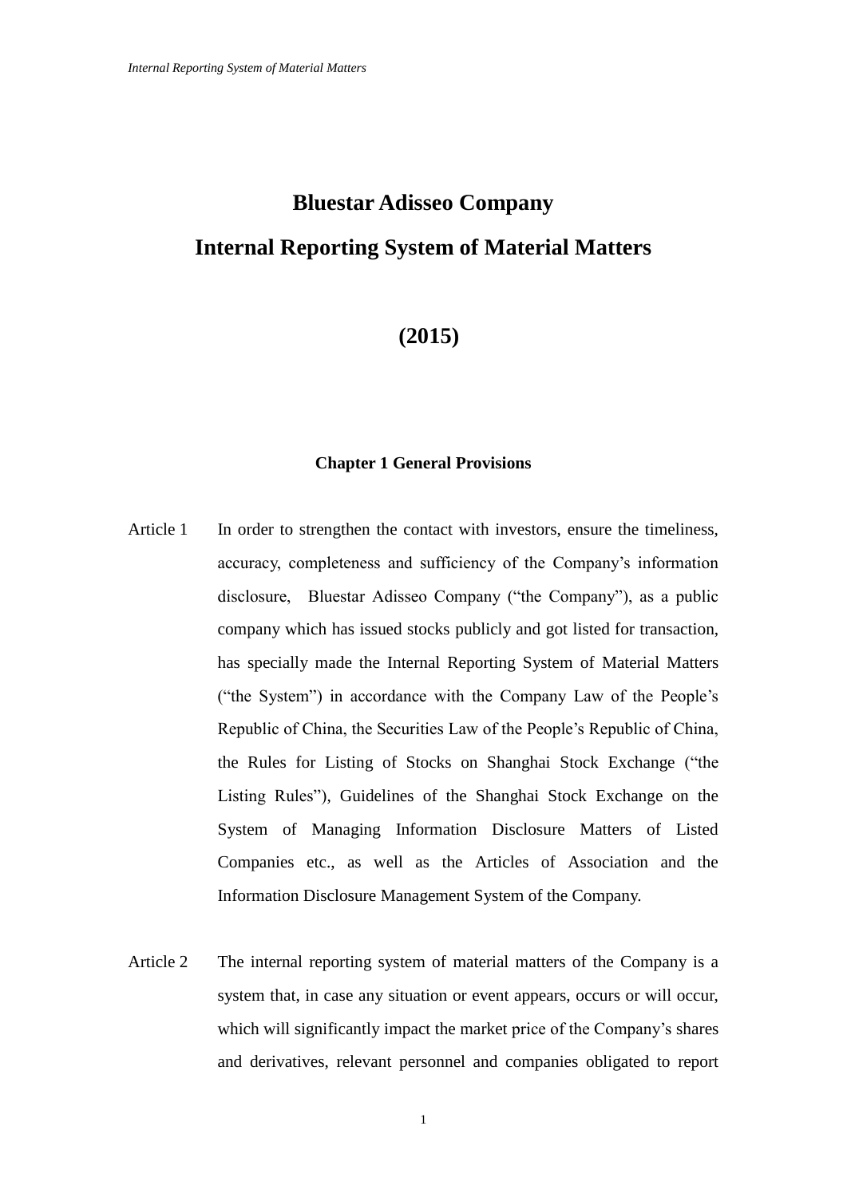# Bluestar Adisseo Company

# Internal Reporting System of Material Matters

## (2015)

### Chapter 1 General Provisions

Article 1 In order to strengthen the contact with investors, ensure the timeliness, accuracy, completeness and sufficiency of the Company's information disclosure, Bluestar Adisseo Company ("the Company"), as a public company which has issued stocks publicly and got listed for transaction, has specially made the Internal Reporting System of Material Matters ("the System") in accordance with the Company Law of the People's Republic of China, the Securities Law of the People's Republic of China, the Rules for Listing of Stocks on Shanghai Stock Exchange ("the Listing Rules"), Guidelines of the Shanghai Stock Exchange on the System of Managing Information Disclosure Matters of Listed Companies etc., as well as the Articles of Association and the Information Disclosure Management System of the Company.

Article 2 The internal reporting system of material matters of the Company is a system that, in case any situation or event appears, occurs or will occur, which will significantly impact the market price of the Company's shares and derivatives, relevant personnel and companies obligated to report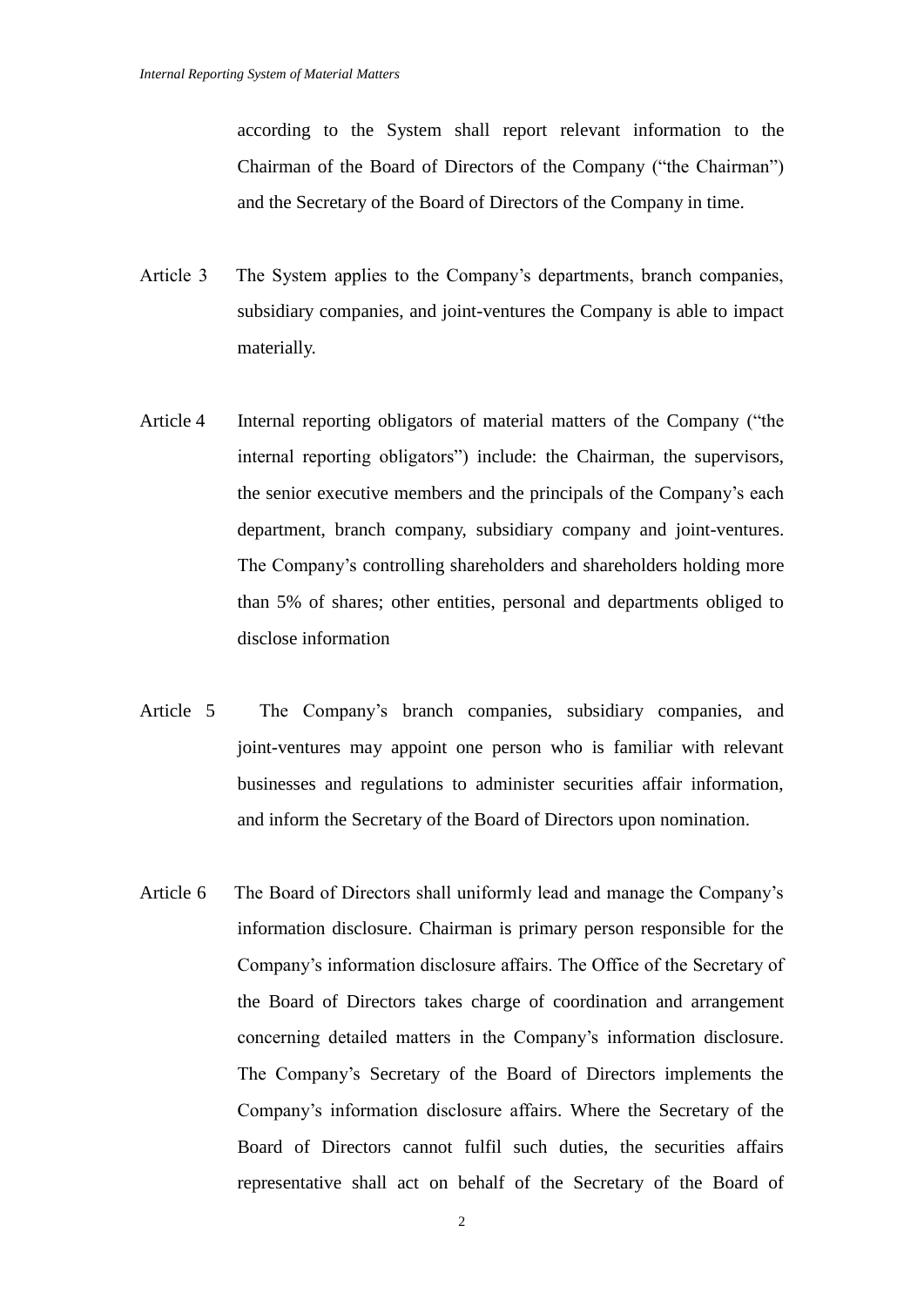according to the System shall report relevant information to the Chairman of the Board of Directors of the Company ("the Chairman") and the Secretary of the Board of Directors of the Company in time.

Article 3 The System applies to the Company's departments, branch companies, subsidiary companies, and joint-ventures the Company is able to impact materially.

Article 4 Internal reporting obligators of material matters of the Company ("the internal reporting obligators") include: the Chairman, the supervisors, the senior executive members and the principals of the Company's each department, branch company, subsidiary company and joint-ventures. The Company's controlling shareholders and shareholders holding more than 5% of shares; other entities, personal and departments obliged to disclose information

Article 5 The Company's branch companies, subsidiary companies, and joint-ventures may appoint one person who is familiar with relevant businesses and regulations to administer securities affair information, and inform the Secretary of the Board of Directors upon nomination.

Article 6 The Board of Directors shall uniformly lead and manage the Company's information disclosure. Chairman is primary person responsible for the Company's information disclosure affairs. The Office of the Secretary of the Board of Directors takes charge of coordination and arrangement concerning detailed matters in the Company's information disclosure. The Company's Secretary of the Board of Directors implements the Company's information disclosure affairs. Where the Secretary of the Board of Directors cannot fulfil such duties, the securities affairs representative shall act on behalf of the Secretary of the Board of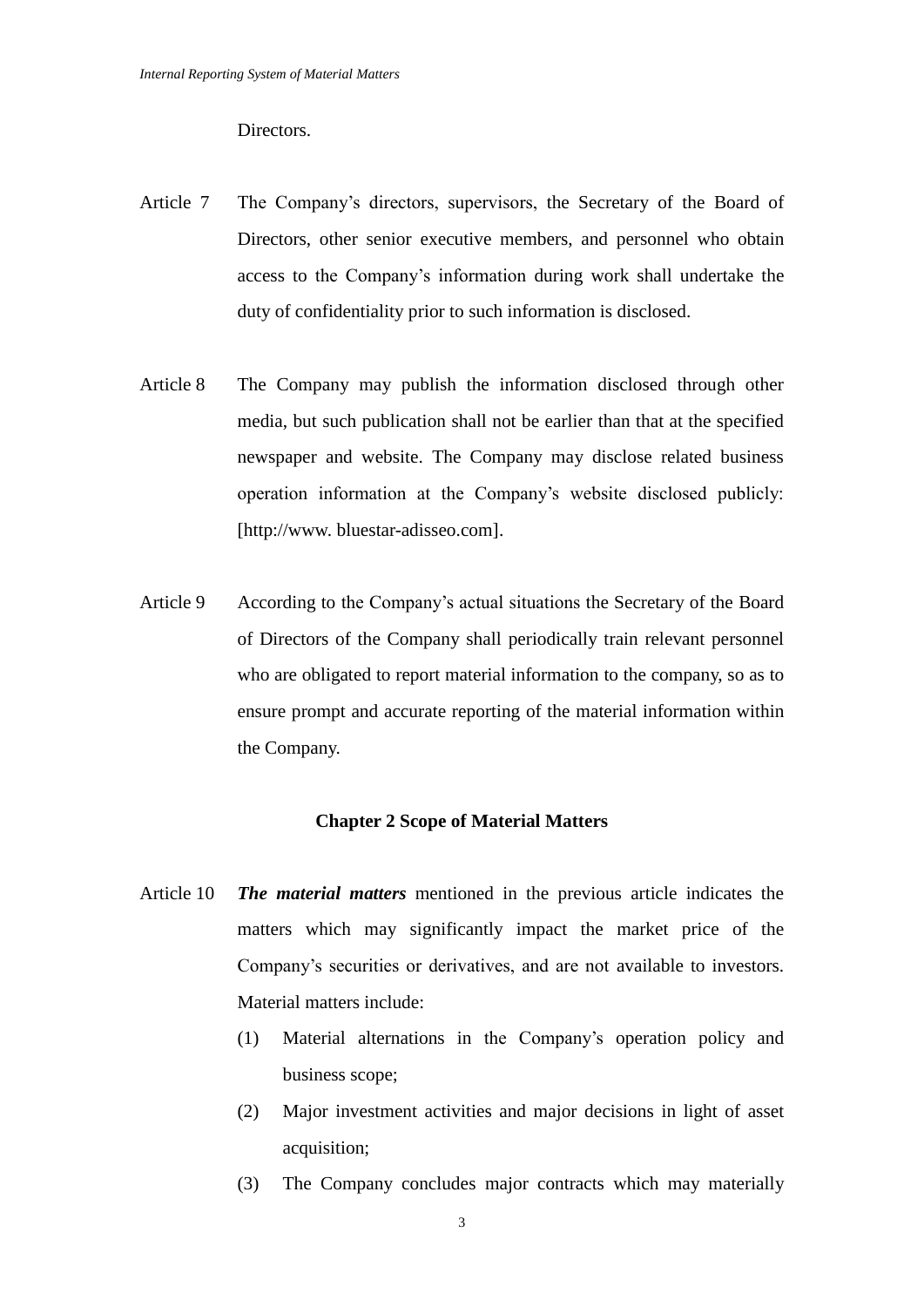Directors.

Article 7 The Company's directors, supervisors, the Secretary of the Board of Directors, other senior executive members, and personnel who obtain access to the Company's information during work shall undertake the duty of confidentiality prior to such information is disclosed.

Article 8 The Company may publish the information disclosed through other media, but such publication shall not be earlier than that at the specified newspaper and website. The Company may disclose related business operation information at the Company's website disclosed publicly: [http://www. bluestar-adisseo.com].

Article 9 According to the Company's actual situations the Secretary of the Board of Directors of the Company shall periodically train relevant personnel who are obligated to report material information to the company, so as to ensure prompt and accurate reporting of the material information within the Company.

## Chapter 2 Scope of Material Matters

Article 10 ***The material matters*** mentioned in the previous article indicates the matters which may significantly impact the market price of the Company's securities or derivatives, and are not available to investors. Material matters include:

(1) Material alternations in the Company's operation policy and business scope;

(2) Major investment activities and major decisions in light of asset acquisition;

(3) The Company concludes major contracts which may materially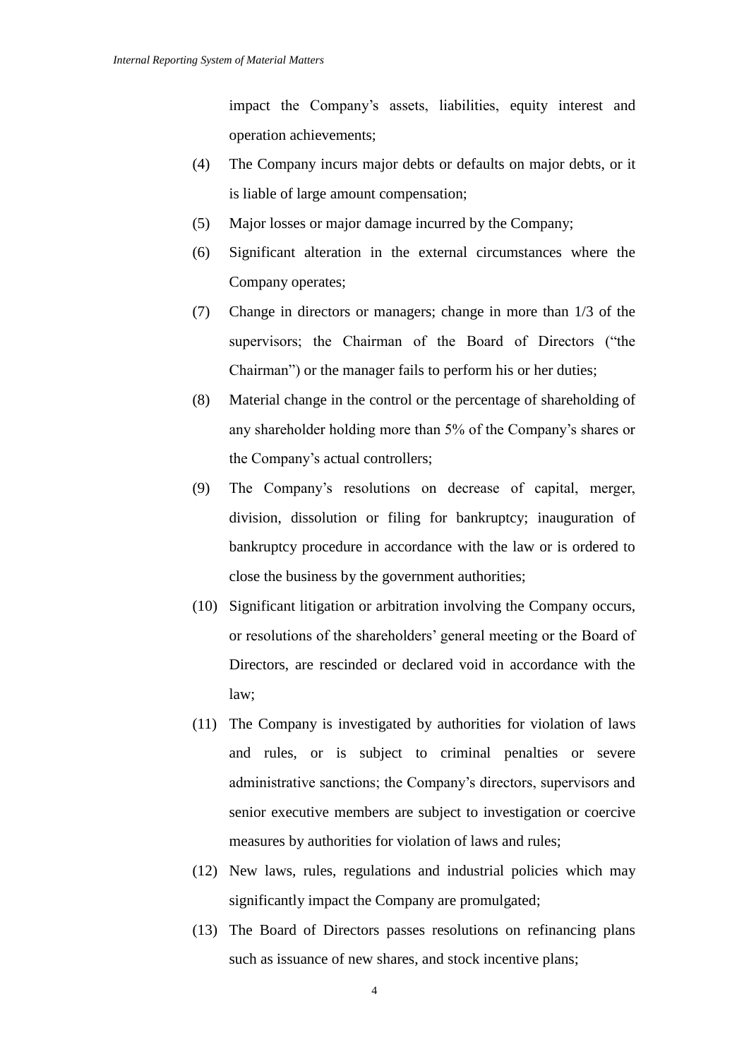impact the Company's assets, liabilities, equity interest and operation achievements;

(4) The Company incurs major debts or defaults on major debts, or it is liable of large amount compensation;

(5) Major losses or major damage incurred by the Company;

(6) Significant alteration in the external circumstances where the Company operates;

(7) Change in directors or managers; change in more than 1/3 of the supervisors; the Chairman of the Board of Directors ("the Chairman") or the manager fails to perform his or her duties;

(8) Material change in the control or the percentage of shareholding of any shareholder holding more than 5% of the Company's shares or the Company's actual controllers;

(9) The Company's resolutions on decrease of capital, merger, division, dissolution or filing for bankruptcy; inauguration of bankruptcy procedure in accordance with the law or is ordered to close the business by the government authorities;

(10) Significant litigation or arbitration involving the Company occurs, or resolutions of the shareholders' general meeting or the Board of Directors, are rescinded or declared void in accordance with the law;

(11) The Company is investigated by authorities for violation of laws and rules, or is subject to criminal penalties or severe administrative sanctions; the Company's directors, supervisors and senior executive members are subject to investigation or coercive measures by authorities for violation of laws and rules;

(12) New laws, rules, regulations and industrial policies which may significantly impact the Company are promulgated;

(13) The Board of Directors passes resolutions on refinancing plans such as issuance of new shares, and stock incentive plans;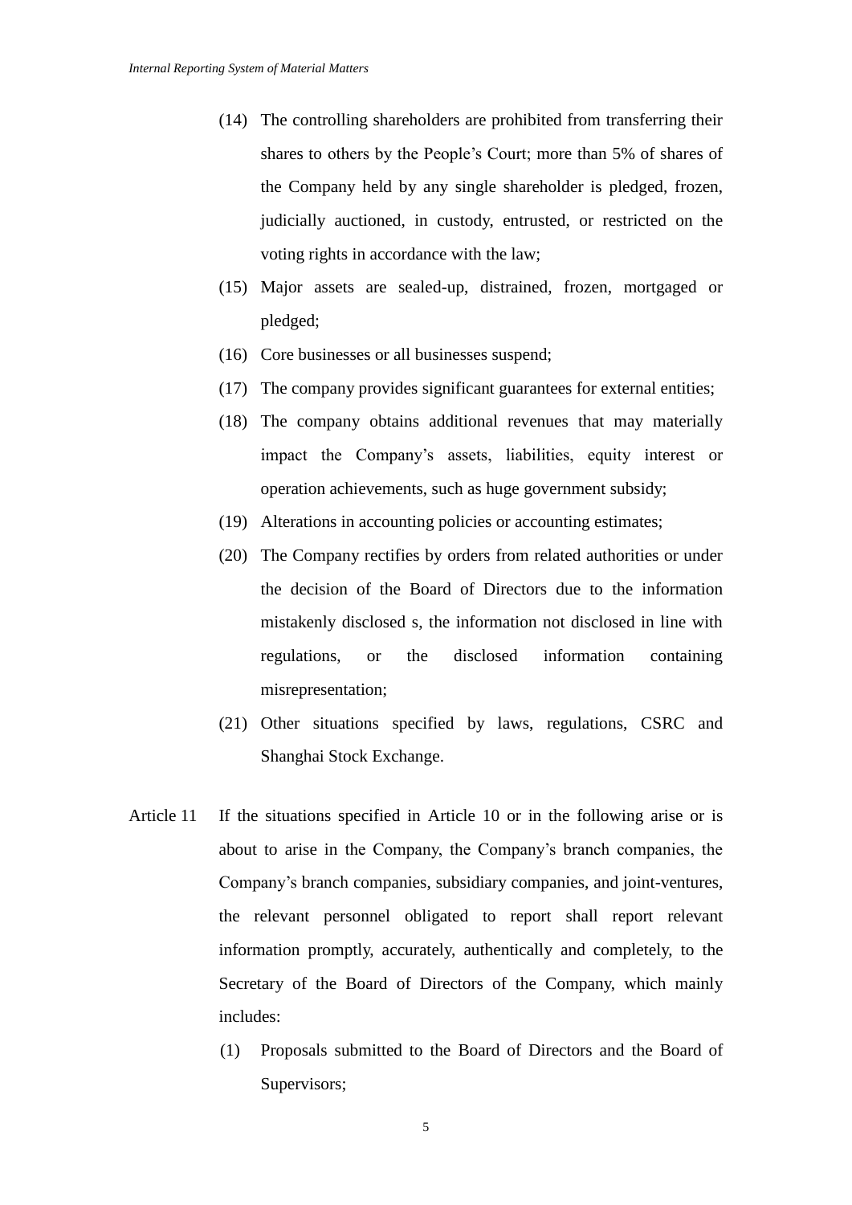(14) The controlling shareholders are prohibited from transferring their shares to others by the People's Court; more than 5% of shares of the Company held by any single shareholder is pledged, frozen, judicially auctioned, in custody, entrusted, or restricted on the voting rights in accordance with the law;

(15) Major assets are sealed-up, distrained, frozen, mortgaged or pledged;

(16) Core businesses or all businesses suspend;

(17) The company provides significant guarantees for external entities;

(18) The company obtains additional revenues that may materially impact the Company's assets, liabilities, equity interest or operation achievements, such as huge government subsidy;

(19) Alterations in accounting policies or accounting estimates;

(20) The Company rectifies by orders from related authorities or under the decision of the Board of Directors due to the information mistakenly disclosed s, the information not disclosed in line with regulations, or the disclosed information containing misrepresentation;

(21) Other situations specified by laws, regulations, CSRC and Shanghai Stock Exchange.

Article 11 If the situations specified in Article 10 or in the following arise or is about to arise in the Company, the Company's branch companies, the Company's branch companies, subsidiary companies, and joint-ventures, the relevant personnel obligated to report shall report relevant information promptly, accurately, authentically and completely, to the Secretary of the Board of Directors of the Company, which mainly includes:

(1) Proposals submitted to the Board of Directors and the Board of Supervisors;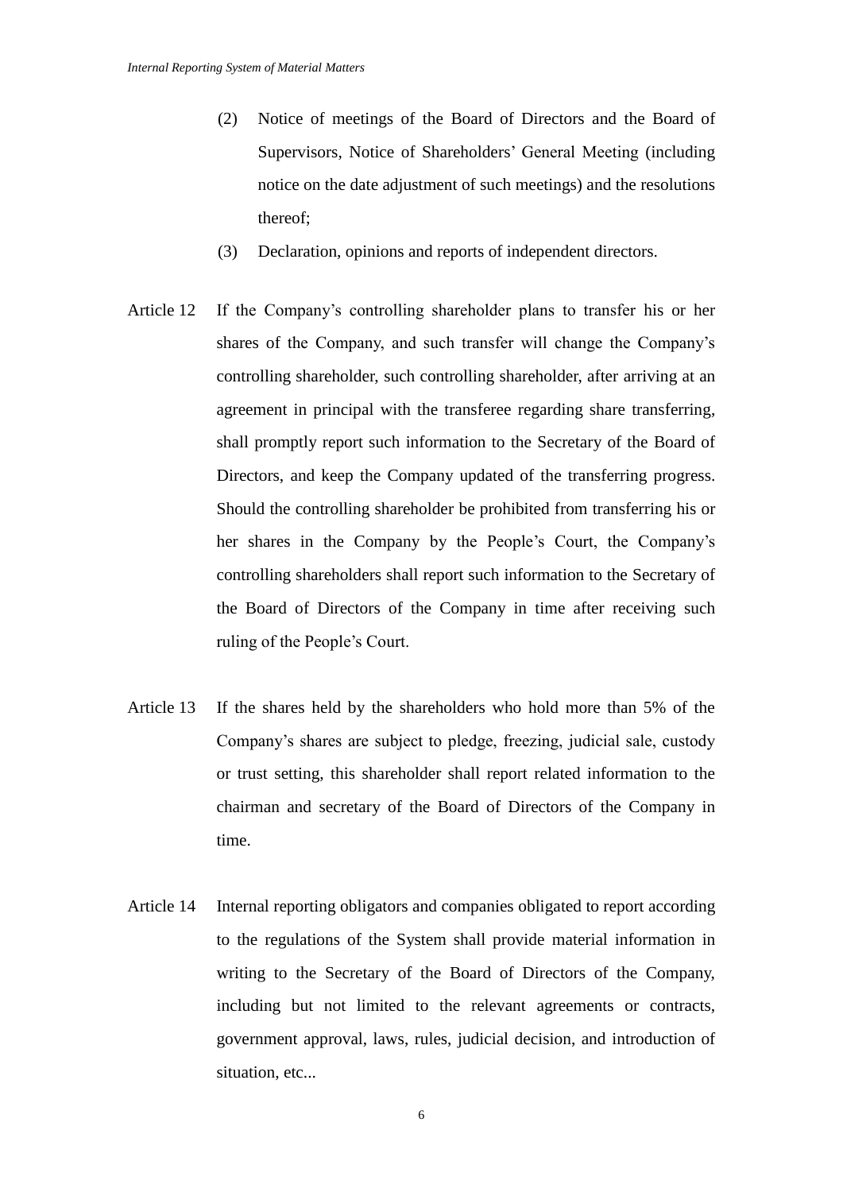(2) Notice of meetings of the Board of Directors and the Board of Supervisors, Notice of Shareholders' General Meeting (including notice on the date adjustment of such meetings) and the resolutions thereof;

(3) Declaration, opinions and reports of independent directors.

Article 12 If the Company's controlling shareholder plans to transfer his or her shares of the Company, and such transfer will change the Company's controlling shareholder, such controlling shareholder, after arriving at an agreement in principal with the transferee regarding share transferring, shall promptly report such information to the Secretary of the Board of Directors, and keep the Company updated of the transferring progress. Should the controlling shareholder be prohibited from transferring his or her shares in the Company by the People's Court, the Company's controlling shareholders shall report such information to the Secretary of the Board of Directors of the Company in time after receiving such ruling of the People's Court.

Article 13 If the shares held by the shareholders who hold more than 5% of the Company's shares are subject to pledge, freezing, judicial sale, custody or trust setting, this shareholder shall report related information to the chairman and secretary of the Board of Directors of the Company in time.

Article 14 Internal reporting obligators and companies obligated to report according to the regulations of the System shall provide material information in writing to the Secretary of the Board of Directors of the Company, including but not limited to the relevant agreements or contracts, government approval, laws, rules, judicial decision, and introduction of situation, etc...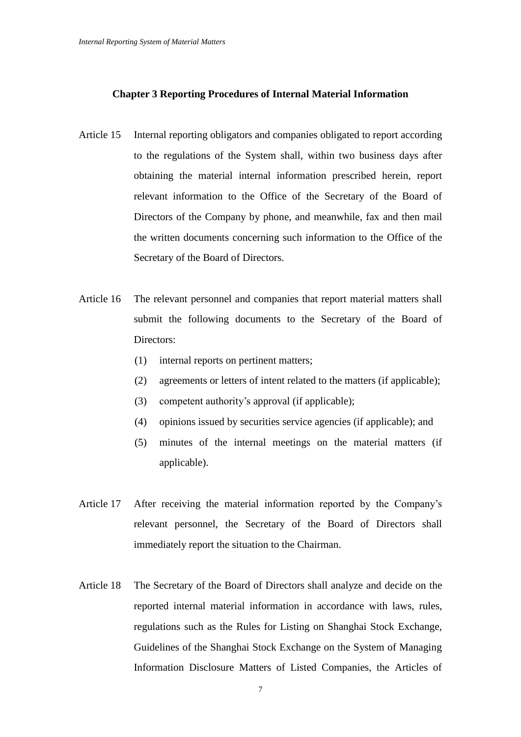## Chapter 3 Reporting Procedures of Internal Material Information

Article 15 Internal reporting obligators and companies obligated to report according to the regulations of the System shall, within two business days after obtaining the material internal information prescribed herein, report relevant information to the Office of the Secretary of the Board of Directors of the Company by phone, and meanwhile, fax and then mail the written documents concerning such information to the Office of the Secretary of the Board of Directors.

Article 16 The relevant personnel and companies that report material matters shall submit the following documents to the Secretary of the Board of Directors:

(1) internal reports on pertinent matters;

(2) agreements or letters of intent related to the matters (if applicable);

(3) competent authority's approval (if applicable);

(4) opinions issued by securities service agencies (if applicable); and

(5) minutes of the internal meetings on the material matters (if applicable).

Article 17 After receiving the material information reported by the Company's relevant personnel, the Secretary of the Board of Directors shall immediately report the situation to the Chairman.

Article 18 The Secretary of the Board of Directors shall analyze and decide on the reported internal material information in accordance with laws, rules, regulations such as the Rules for Listing on Shanghai Stock Exchange, Guidelines of the Shanghai Stock Exchange on the System of Managing Information Disclosure Matters of Listed Companies, the Articles of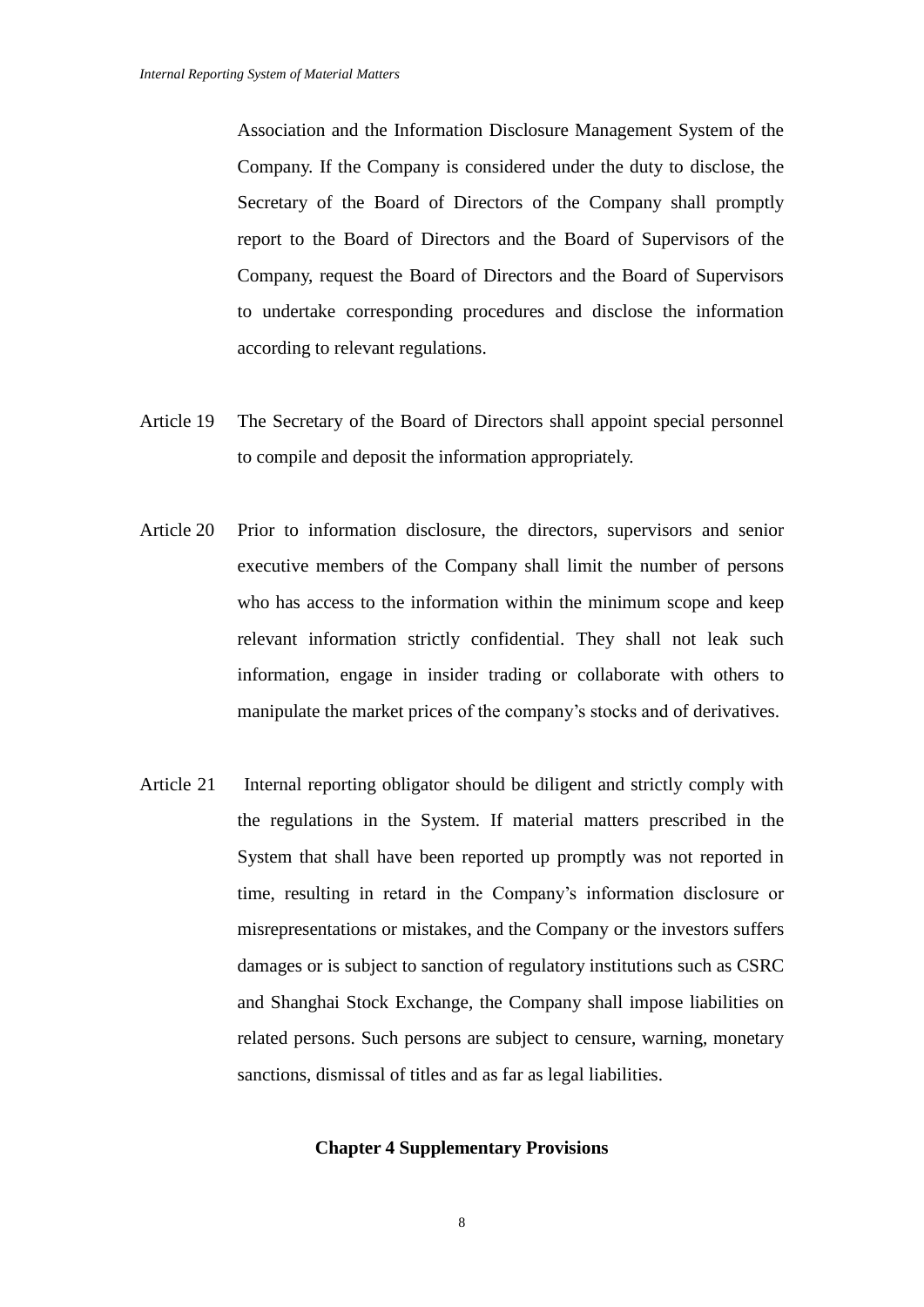Association and the Information Disclosure Management System of the Company. If the Company is considered under the duty to disclose, the Secretary of the Board of Directors of the Company shall promptly report to the Board of Directors and the Board of Supervisors of the Company, request the Board of Directors and the Board of Supervisors to undertake corresponding procedures and disclose the information according to relevant regulations.

Article 19 The Secretary of the Board of Directors shall appoint special personnel to compile and deposit the information appropriately.

Article 20 Prior to information disclosure, the directors, supervisors and senior executive members of the Company shall limit the number of persons who has access to the information within the minimum scope and keep relevant information strictly confidential. They shall not leak such information, engage in insider trading or collaborate with others to manipulate the market prices of the company's stocks and of derivatives.

Article 21 Internal reporting obligator should be diligent and strictly comply with the regulations in the System. If material matters prescribed in the System that shall have been reported up promptly was not reported in time, resulting in retard in the Company's information disclosure or misrepresentations or mistakes, and the Company or the investors suffers damages or is subject to sanction of regulatory institutions such as CSRC and Shanghai Stock Exchange, the Company shall impose liabilities on related persons. Such persons are subject to censure, warning, monetary sanctions, dismissal of titles and as far as legal liabilities.

## Chapter 4 Supplementary Provisions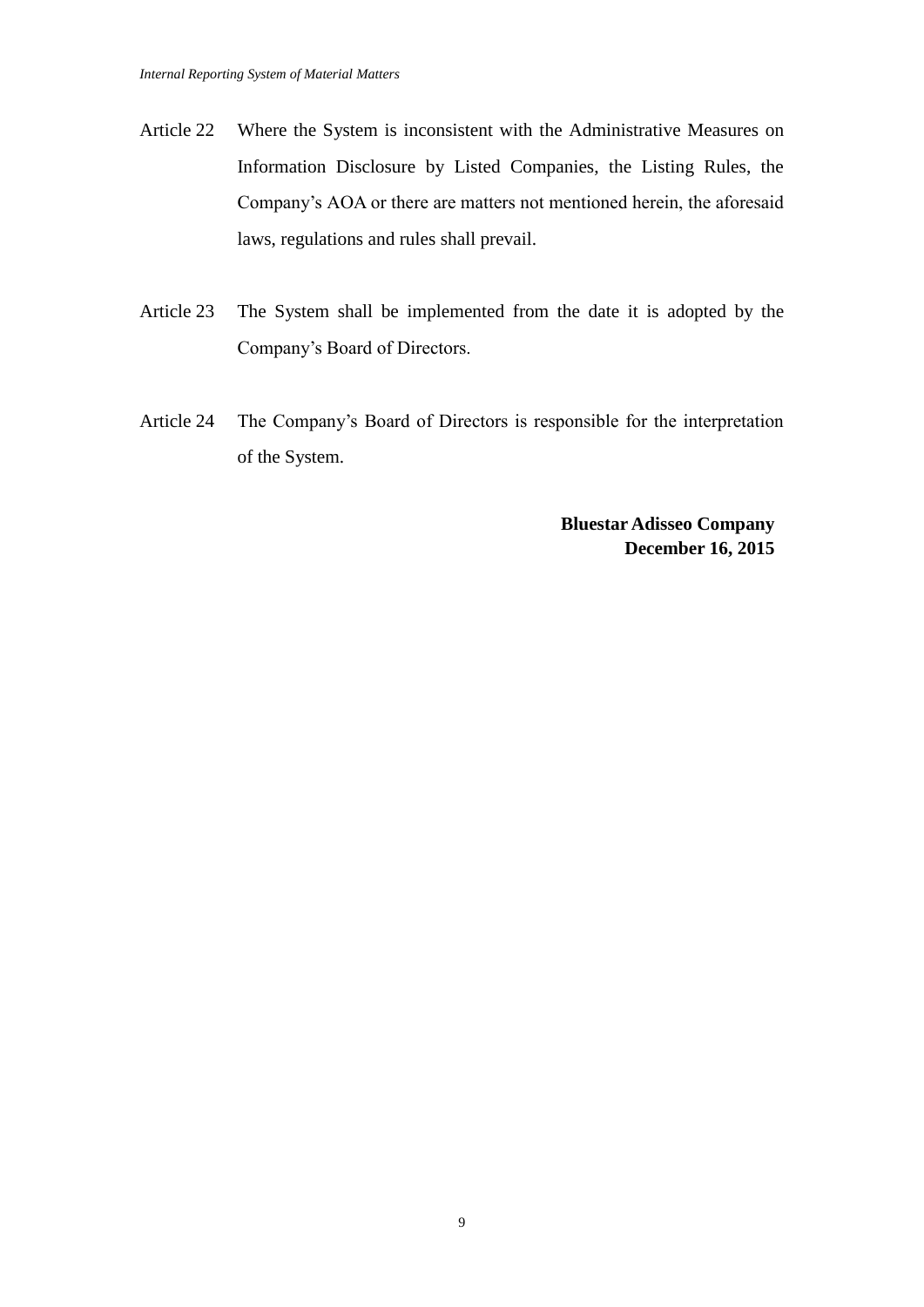Article 22 Where the System is inconsistent with the Administrative Measures on Information Disclosure by Listed Companies, the Listing Rules, the Company's AOA or there are matters not mentioned herein, the aforesaid laws, regulations and rules shall prevail.

Article 23 The System shall be implemented from the date it is adopted by the Company's Board of Directors.

Article 24 The Company's Board of Directors is responsible for the interpretation of the System.

**Bluestar Adisseo Company**
**December 16, 2015**